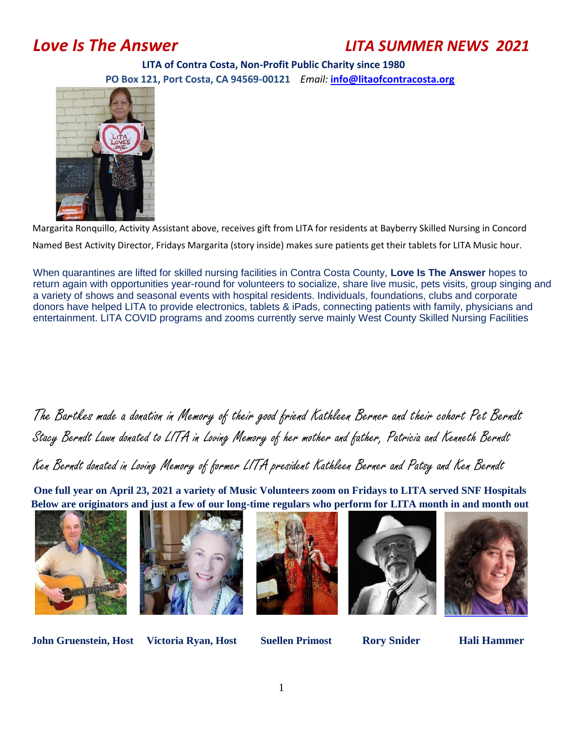# *Love Is The Answer* *LITA SUMMER NEWS 2021*

**LITA of Contra Costa, Non-Profit Public Charity since 1980**

**PO Box 121, Port Costa, CA 94569-00121** *Email:* **info@litaofcontracosta.org**

Margarita Ronquillo, Activity Assistant above, receives gift from LITA for residents at Bayberry Skilled Nursing in Concord

Named Best Activity Director, Fridays Margarita (story inside) makes sure patients get their tablets for LITA Music hour.

When quarantines are lifted for skilled nursing facilities in Contra Costa County, **Love Is The Answer** hopes to return again with opportunities year-round for volunteers to socialize, share live music, pets visits, group singing and a variety of shows and seasonal events with hospital residents. Individuals, foundations, clubs and corporate donors have helped LITA to provide electronics, tablets & iPads, connecting patients with family, physicians and entertainment. LITA COVID programs and zooms currently serve mainly West County Skilled Nursing Facilities

*The Barthes made a donation in Memory of their good friend Kathleen Berner and their cohort Pet Berndt*

*Stacy Berndt Lawn donated to LITA in Loving Memory of her mother and father, Patricia and Kenneth Berndt*

*Ken Berndt donated in Loving Memory of former LITA president Kathleen Berner and Patsy and Ken Berndt*

**One full year on April 23, 2021 a variety of Music Volunteers zoom on Fridays to LITA served SNF Hospitals**
**Below are originators and just a few of our long-time regulars who perform for LITA month in and month out**

**John Gruenstein, Host** **Victoria Ryan, Host** **Suellen Primost** **Rory Snider** **Hali Hammer**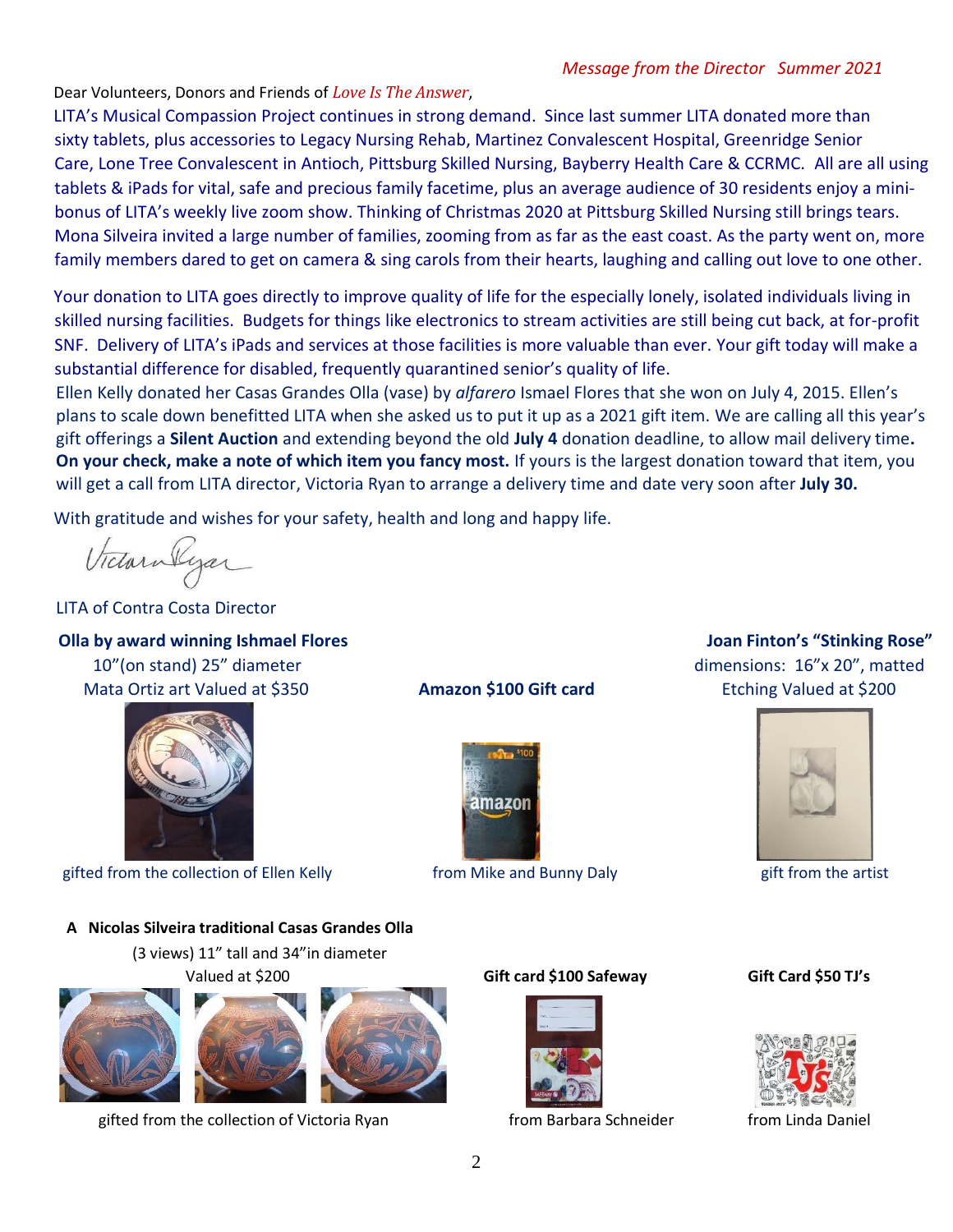*Message from the Director Summer 2021*

Dear Volunteers, Donors and Friends of *Love Is The Answer*,

LITA's Musical Compassion Project continues in strong demand. Since last summer LITA donated more than sixty tablets, plus accessories to Legacy Nursing Rehab, Martinez Convalescent Hospital, Greenridge Senior Care, Lone Tree Convalescent in Antioch, Pittsburg Skilled Nursing, Bayberry Health Care & CCRMC. All are all using tablets & iPads for vital, safe and precious family facetime, plus an average audience of 30 residents enjoy a mini-bonus of LITA's weekly live zoom show. Thinking of Christmas 2020 at Pittsburg Skilled Nursing still brings tears. Mona Silveira invited a large number of families, zooming from as far as the east coast. As the party went on, more family members dared to get on camera & sing carols from their hearts, laughing and calling out love to one other.

Your donation to LITA goes directly to improve quality of life for the especially lonely, isolated individuals living in skilled nursing facilities. Budgets for things like electronics to stream activities are still being cut back, at for-profit SNF. Delivery of LITA's iPads and services at those facilities is more valuable than ever. Your gift today will make a substantial difference for disabled, frequently quarantined senior's quality of life.

Ellen Kelly donated her Casas Grandes Olla (vase) by *alfarero* Ismael Flores that she won on July 4, 2015. Ellen's plans to scale down benefitted LITA when she asked us to put it up as a 2021 gift item. We are calling all this year's gift offerings a **Silent Auction** and extending beyond the old **July 4** donation deadline, to allow mail delivery time**.** **On your check, make a note of which item you fancy most.** If yours is the largest donation toward that item, you will get a call from LITA director, Victoria Ryan to arrange a delivery time and date very soon after **July 30.**

With gratitude and wishes for your safety, health and long and happy life.

Victoria Ryan

LITA of Contra Costa Director

**Olla by award winning Ishmael Flores**
10"(on stand) 25" diameter
Mata Ortiz art Valued at $350

gifted from the collection of Ellen Kelly

**Amazon $100 Gift card**

from Mike and Bunny Daly

**Joan Finton's "Stinking Rose"**
dimensions: 16"x 20", matted
Etching Valued at $200

gift from the artist

**A Nicolas Silveira traditional Casas Grandes Olla**
(3 views) 11" tall and 34"in diameter
Valued at $200

gifted from the collection of Victoria Ryan

**Gift card $100 Safeway**

from Barbara Schneider

**Gift Card $50 TJ's**

from Linda Daniel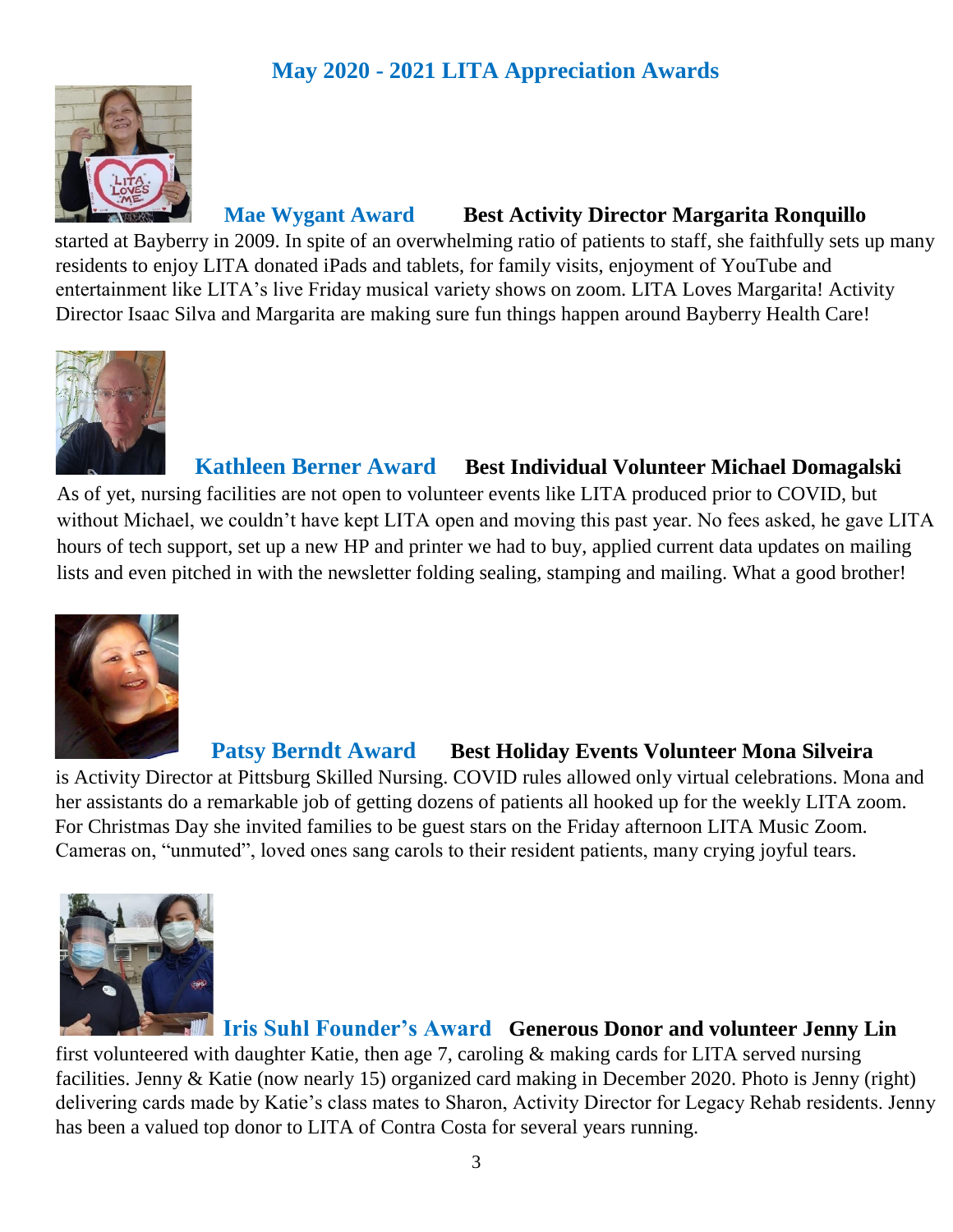## May 2020 - 2021 LITA Appreciation Awards

**Mae Wygant Award** **Best Activity Director Margarita Ronquillo** started at Bayberry in 2009. In spite of an overwhelming ratio of patients to staff, she faithfully sets up many residents to enjoy LITA donated iPads and tablets, for family visits, enjoyment of YouTube and entertainment like LITA's live Friday musical variety shows on zoom. LITA Loves Margarita! Activity Director Isaac Silva and Margarita are making sure fun things happen around Bayberry Health Care!

**Kathleen Berner Award** **Best Individual Volunteer Michael Domagalski**

As of yet, nursing facilities are not open to volunteer events like LITA produced prior to COVID, but without Michael, we couldn't have kept LITA open and moving this past year. No fees asked, he gave LITA hours of tech support, set up a new HP and printer we had to buy, applied current data updates on mailing lists and even pitched in with the newsletter folding sealing, stamping and mailing. What a good brother!

**Patsy Berndt Award** **Best Holiday Events Volunteer Mona Silveira** is Activity Director at Pittsburg Skilled Nursing. COVID rules allowed only virtual celebrations. Mona and her assistants do a remarkable job of getting dozens of patients all hooked up for the weekly LITA zoom. For Christmas Day she invited families to be guest stars on the Friday afternoon LITA Music Zoom. Cameras on, "unmuted", loved ones sang carols to their resident patients, many crying joyful tears.

**Iris Suhl Founder's Award** **Generous Donor and volunteer Jenny Lin** first volunteered with daughter Katie, then age 7, caroling & making cards for LITA served nursing facilities. Jenny & Katie (now nearly 15) organized card making in December 2020. Photo is Jenny (right) delivering cards made by Katie's class mates to Sharon, Activity Director for Legacy Rehab residents. Jenny has been a valued top donor to LITA of Contra Costa for several years running.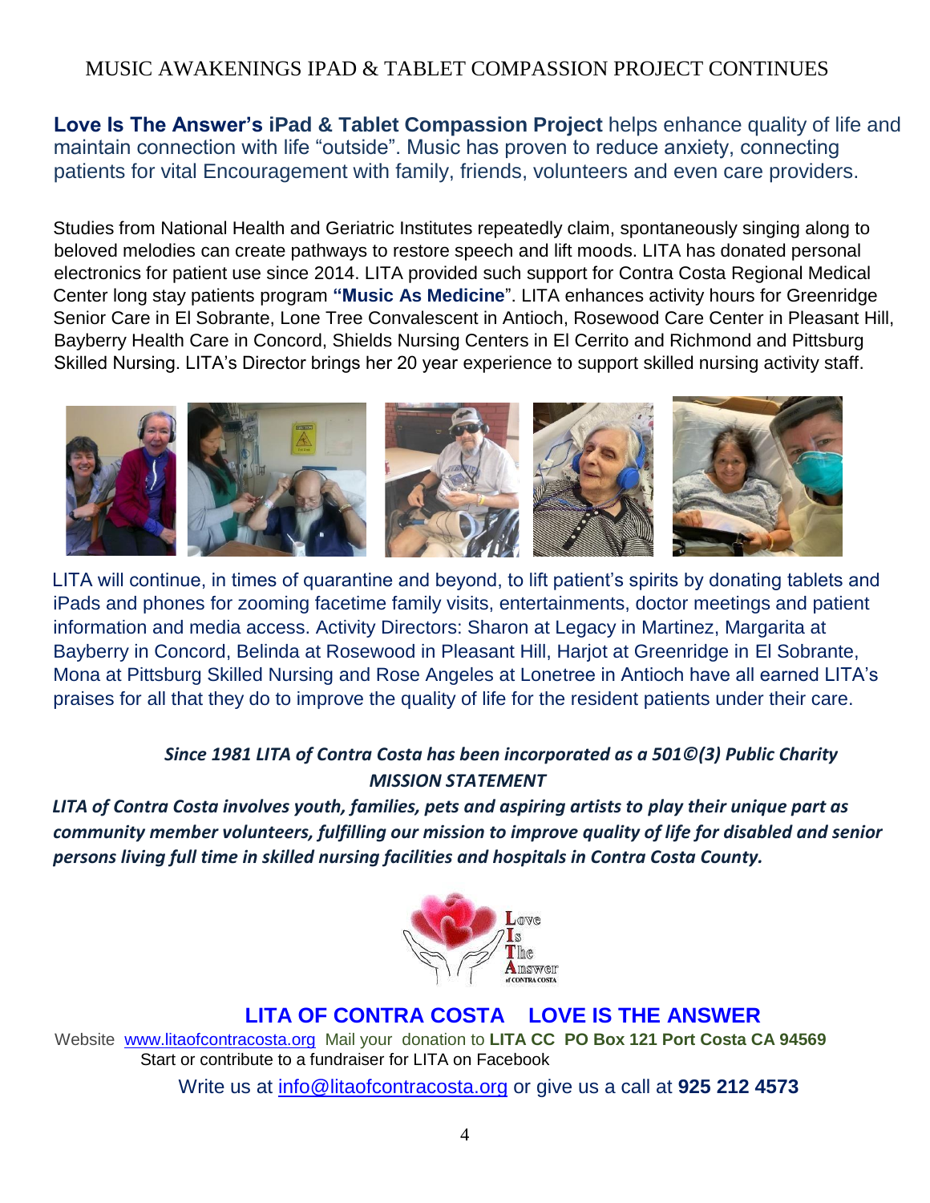## MUSIC AWAKENINGS IPAD & TABLET COMPASSION PROJECT CONTINUES

**Love Is The Answer's iPad & Tablet Compassion Project** helps enhance quality of life and maintain connection with life "outside". Music has proven to reduce anxiety, connecting patients for vital Encouragement with family, friends, volunteers and even care providers.

Studies from National Health and Geriatric Institutes repeatedly claim, spontaneously singing along to beloved melodies can create pathways to restore speech and lift moods. LITA has donated personal electronics for patient use since 2014. LITA provided such support for Contra Costa Regional Medical Center long stay patients program **"Music As Medicine"**. LITA enhances activity hours for Greenridge Senior Care in El Sobrante, Lone Tree Convalescent in Antioch, Rosewood Care Center in Pleasant Hill, Bayberry Health Care in Concord, Shields Nursing Centers in El Cerrito and Richmond and Pittsburg Skilled Nursing. LITA's Director brings her 20 year experience to support skilled nursing activity staff.

LITA will continue, in times of quarantine and beyond, to lift patient's spirits by donating tablets and iPads and phones for zooming facetime family visits, entertainments, doctor meetings and patient information and media access. Activity Directors: Sharon at Legacy in Martinez, Margarita at Bayberry in Concord, Belinda at Rosewood in Pleasant Hill, Harjot at Greenridge in El Sobrante, Mona at Pittsburg Skilled Nursing and Rose Angeles at Lonetree in Antioch have all earned LITA's praises for all that they do to improve the quality of life for the resident patients under their care.

***Since 1981 LITA of Contra Costa has been incorporated as a 501©(3) Public Charity***

***MISSION STATEMENT***

***LITA of Contra Costa involves youth, families, pets and aspiring artists to play their unique part as community member volunteers, fulfilling our mission to improve quality of life for disabled and senior persons living full time in skilled nursing facilities and hospitals in Contra Costa County.***

Love Is The Answer of CONTRA COSTA

**LITA OF CONTRA COSTA LOVE IS THE ANSWER**

Website www.litaofcontracosta.org Mail your donation to **LITA CC PO Box 121 Port Costa CA 94569**

Start or contribute to a fundraiser for LITA on Facebook

Write us at info@litaofcontracosta.org or give us a call at **925 212 4573**